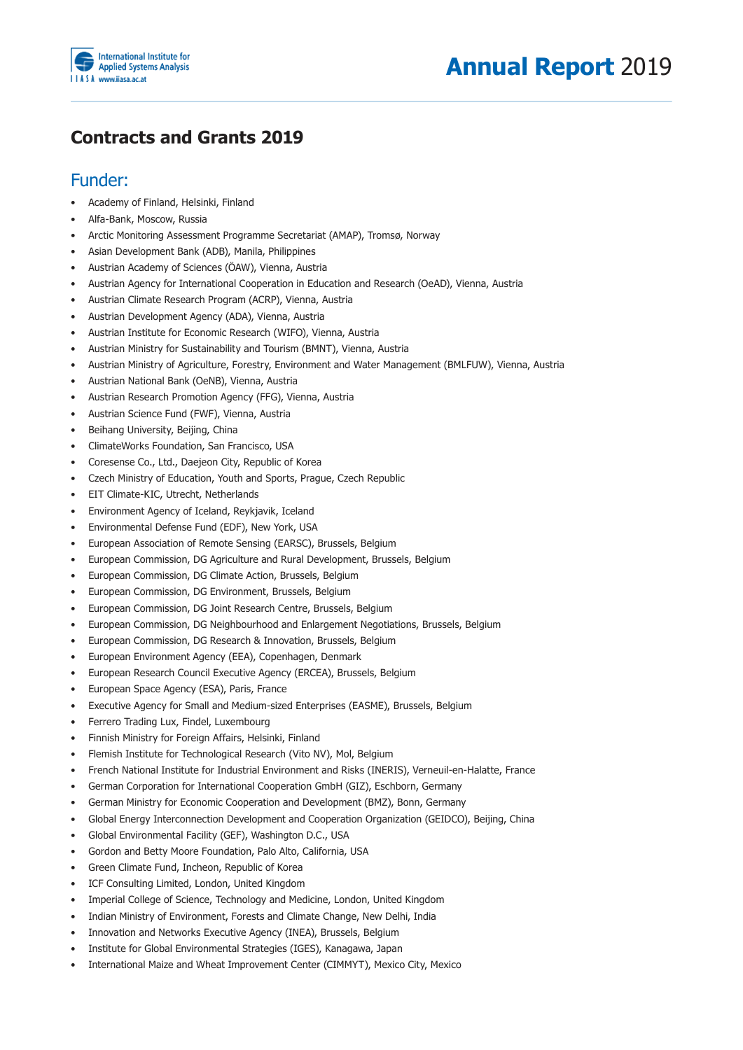## Contracts and Grants 2019

### Funder:

- Academy of Finland, Helsinki, Finland
- Alfa-Bank, Moscow, Russia
- Arctic Monitoring Assessment Programme Secretariat (AMAP), Tromsø, Norway
- Asian Development Bank (ADB), Manila, Philippines
- Austrian Academy of Sciences (ÖAW), Vienna, Austria
- Austrian Agency for International Cooperation in Education and Research (OeAD), Vienna, Austria
- Austrian Climate Research Program (ACRP), Vienna, Austria
- Austrian Development Agency (ADA), Vienna, Austria
- Austrian Institute for Economic Research (WIFO), Vienna, Austria
- Austrian Ministry for Sustainability and Tourism (BMNT), Vienna, Austria
- Austrian Ministry of Agriculture, Forestry, Environment and Water Management (BMLFUW), Vienna, Austria
- Austrian National Bank (OeNB), Vienna, Austria
- Austrian Research Promotion Agency (FFG), Vienna, Austria
- Austrian Science Fund (FWF), Vienna, Austria
- Beihang University, Beijing, China
- ClimateWorks Foundation, San Francisco, USA
- Coresense Co., Ltd., Daejeon City, Republic of Korea
- Czech Ministry of Education, Youth and Sports, Prague, Czech Republic
- EIT Climate-KIC, Utrecht, Netherlands
- Environment Agency of Iceland, Reykjavik, Iceland
- Environmental Defense Fund (EDF), New York, USA
- European Association of Remote Sensing (EARSC), Brussels, Belgium
- European Commission, DG Agriculture and Rural Development, Brussels, Belgium
- European Commission, DG Climate Action, Brussels, Belgium
- European Commission, DG Environment, Brussels, Belgium
- European Commission, DG Joint Research Centre, Brussels, Belgium
- European Commission, DG Neighbourhood and Enlargement Negotiations, Brussels, Belgium
- European Commission, DG Research & Innovation, Brussels, Belgium
- European Environment Agency (EEA), Copenhagen, Denmark
- European Research Council Executive Agency (ERCEA), Brussels, Belgium
- European Space Agency (ESA), Paris, France
- Executive Agency for Small and Medium-sized Enterprises (EASME), Brussels, Belgium
- Ferrero Trading Lux, Findel, Luxembourg
- Finnish Ministry for Foreign Affairs, Helsinki, Finland
- Flemish Institute for Technological Research (Vito NV), Mol, Belgium
- French National Institute for Industrial Environment and Risks (INERIS), Verneuil-en-Halatte, France
- German Corporation for International Cooperation GmbH (GIZ), Eschborn, Germany
- German Ministry for Economic Cooperation and Development (BMZ), Bonn, Germany
- Global Energy Interconnection Development and Cooperation Organization (GEIDCO), Beijing, China
- Global Environmental Facility (GEF), Washington D.C., USA
- Gordon and Betty Moore Foundation, Palo Alto, California, USA
- Green Climate Fund, Incheon, Republic of Korea
- ICF Consulting Limited, London, United Kingdom
- Imperial College of Science, Technology and Medicine, London, United Kingdom
- Indian Ministry of Environment, Forests and Climate Change, New Delhi, India
- Innovation and Networks Executive Agency (INEA), Brussels, Belgium
- Institute for Global Environmental Strategies (IGES), Kanagawa, Japan
- International Maize and Wheat Improvement Center (CIMMYT), Mexico City, Mexico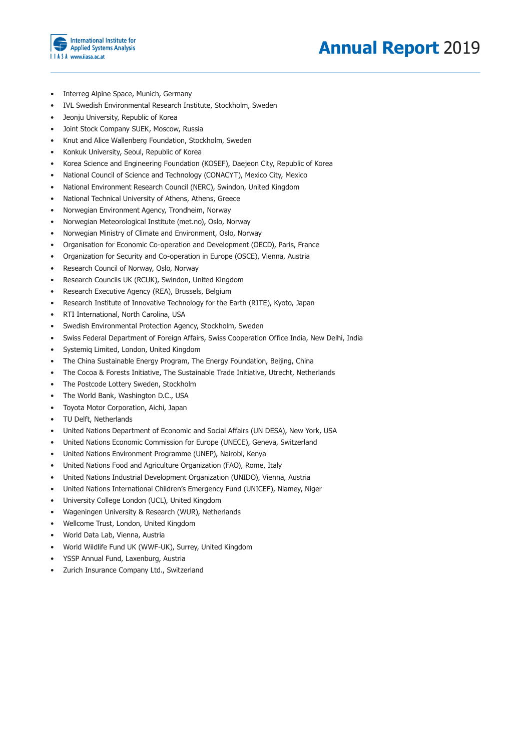- Interreg Alpine Space, Munich, Germany
- IVL Swedish Environmental Research Institute, Stockholm, Sweden
- Jeonju University, Republic of Korea
- Joint Stock Company SUEK, Moscow, Russia
- Knut and Alice Wallenberg Foundation, Stockholm, Sweden
- Konkuk University, Seoul, Republic of Korea
- Korea Science and Engineering Foundation (KOSEF), Daejeon City, Republic of Korea
- National Council of Science and Technology (CONACYT), Mexico City, Mexico
- National Environment Research Council (NERC), Swindon, United Kingdom
- National Technical University of Athens, Athens, Greece
- Norwegian Environment Agency, Trondheim, Norway
- Norwegian Meteorological Institute (met.no), Oslo, Norway
- Norwegian Ministry of Climate and Environment, Oslo, Norway
- Organisation for Economic Co-operation and Development (OECD), Paris, France
- Organization for Security and Co-operation in Europe (OSCE), Vienna, Austria
- Research Council of Norway, Oslo, Norway
- Research Councils UK (RCUK), Swindon, United Kingdom
- Research Executive Agency (REA), Brussels, Belgium
- Research Institute of Innovative Technology for the Earth (RITE), Kyoto, Japan
- RTI International, North Carolina, USA
- Swedish Environmental Protection Agency, Stockholm, Sweden
- Swiss Federal Department of Foreign Affairs, Swiss Cooperation Office India, New Delhi, India
- Systemiq Limited, London, United Kingdom
- The China Sustainable Energy Program, The Energy Foundation, Beijing, China
- The Cocoa & Forests Initiative, The Sustainable Trade Initiative, Utrecht, Netherlands
- The Postcode Lottery Sweden, Stockholm
- The World Bank, Washington D.C., USA
- Toyota Motor Corporation, Aichi, Japan
- TU Delft, Netherlands
- United Nations Department of Economic and Social Affairs (UN DESA), New York, USA
- United Nations Economic Commission for Europe (UNECE), Geneva, Switzerland
- United Nations Environment Programme (UNEP), Nairobi, Kenya
- United Nations Food and Agriculture Organization (FAO), Rome, Italy
- United Nations Industrial Development Organization (UNIDO), Vienna, Austria
- United Nations International Children's Emergency Fund (UNICEF), Niamey, Niger
- University College London (UCL), United Kingdom
- Wageningen University & Research (WUR), Netherlands
- Wellcome Trust, London, United Kingdom
- World Data Lab, Vienna, Austria
- World Wildlife Fund UK (WWF-UK), Surrey, United Kingdom
- YSSP Annual Fund, Laxenburg, Austria
- Zurich Insurance Company Ltd., Switzerland